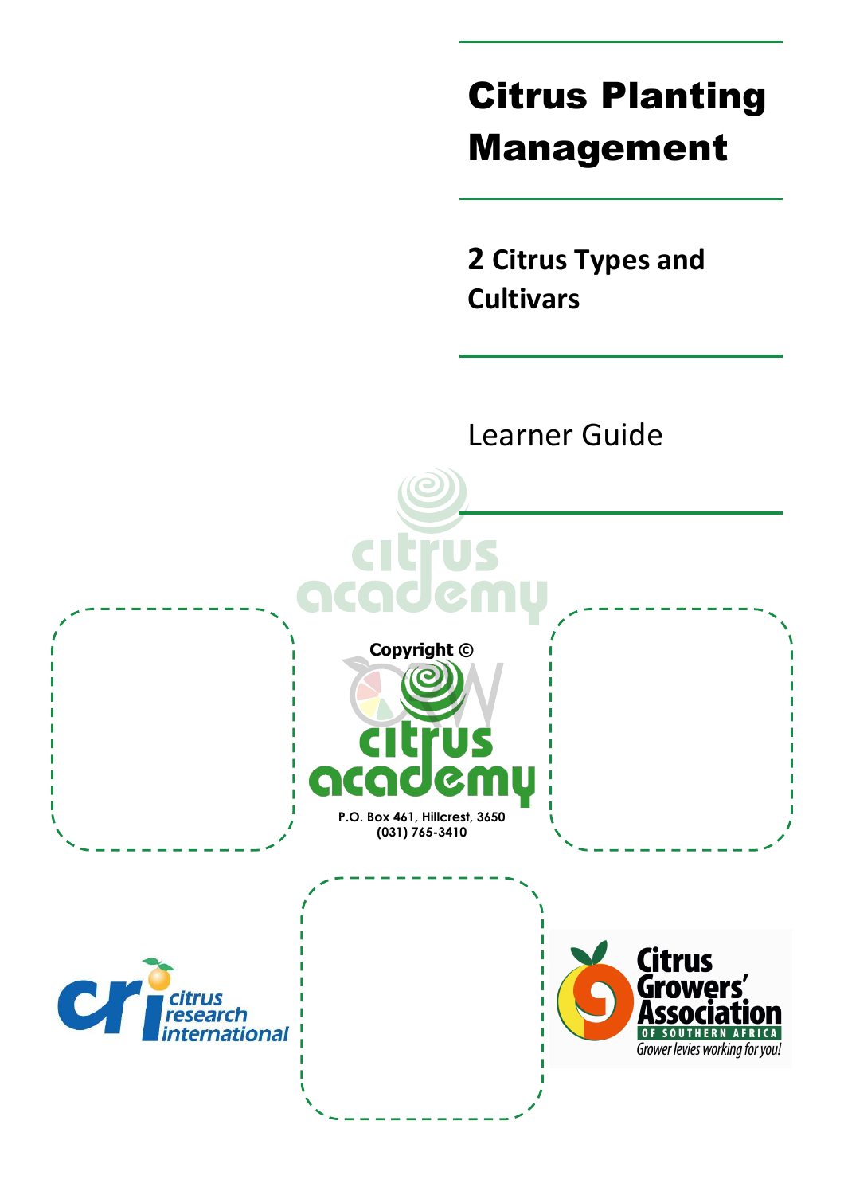# Citrus Planting Management

## 2 Citrus Types and Cultivars

Learner Guide

**Copyright ©**

citrus academy

**P.O. Box 461, Hillcrest, 3650**
**(031) 765-3410**

citrus research international

Citrus Growers' Association
OF SOUTHERN AFRICA
*Grower levies working for you!*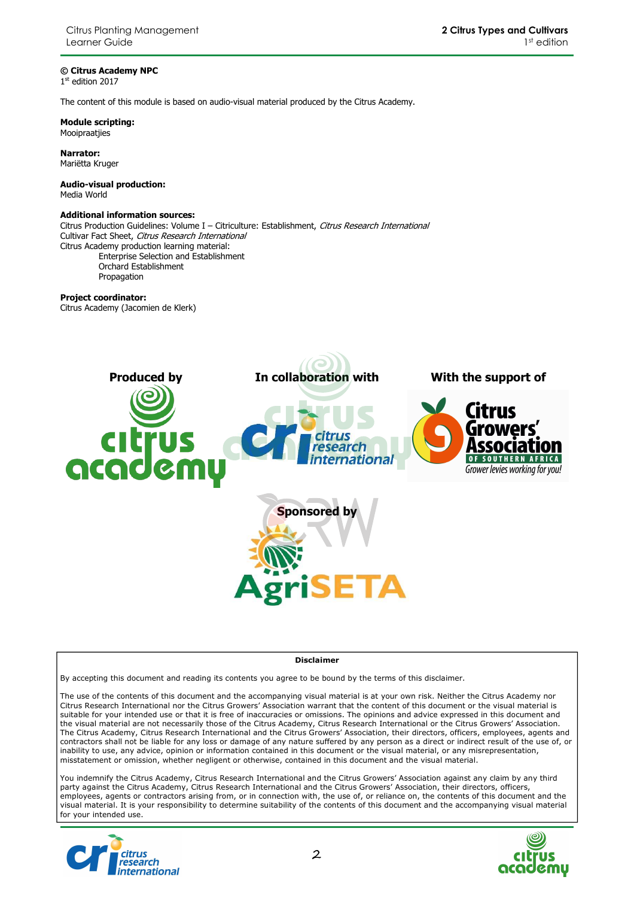**© Citrus Academy NPC**
1st edition 2017

The content of this module is based on audio-visual material produced by the Citrus Academy.

**Module scripting:**
Mooipraatjies

**Narrator:**
Mariëtta Kruger

**Audio-visual production:**
Media World

**Additional information sources:**
Citrus Production Guidelines: Volume I – Citriculture: Establishment, *Citrus Research International*
Cultivar Fact Sheet, *Citrus Research International*
Citrus Academy production learning material:

- Enterprise Selection and Establishment
- Orchard Establishment
- Propagation

**Project coordinator:**
Citrus Academy (Jacomien de Klerk)

**Produced by** Citrus Academy

**In collaboration with** Citrus Research International

**With the support of** Citrus Growers' Association of Southern Africa — Grower levies working for you!

**Sponsored by** AgriSETA

**Disclaimer**

By accepting this document and reading its contents you agree to be bound by the terms of this disclaimer.

The use of the contents of this document and the accompanying visual material is at your own risk. Neither the Citrus Academy nor Citrus Research International nor the Citrus Growers' Association warrant that the content of this document or the visual material is suitable for your intended use or that it is free of inaccuracies or omissions. The opinions and advice expressed in this document and the visual material are not necessarily those of the Citrus Academy, Citrus Research International or the Citrus Growers' Association. The Citrus Academy, Citrus Research International and the Citrus Growers' Association, their directors, officers, employees, agents and contractors shall not be liable for any loss or damage of any nature suffered by any person as a direct or indirect result of the use of, or inability to use, any advice, opinion or information contained in this document or the visual material, or any misrepresentation, misstatement or omission, whether negligent or otherwise, contained in this document and the visual material.

You indemnify the Citrus Academy, Citrus Research International and the Citrus Growers' Association against any claim by any third party against the Citrus Academy, Citrus Research International and the Citrus Growers' Association, their directors, officers, employees, agents or contractors arising from, or in connection with, the use of, or reliance on, the contents of this document and the visual material. It is your responsibility to determine suitability of the contents of this document and the accompanying visual material for your intended use.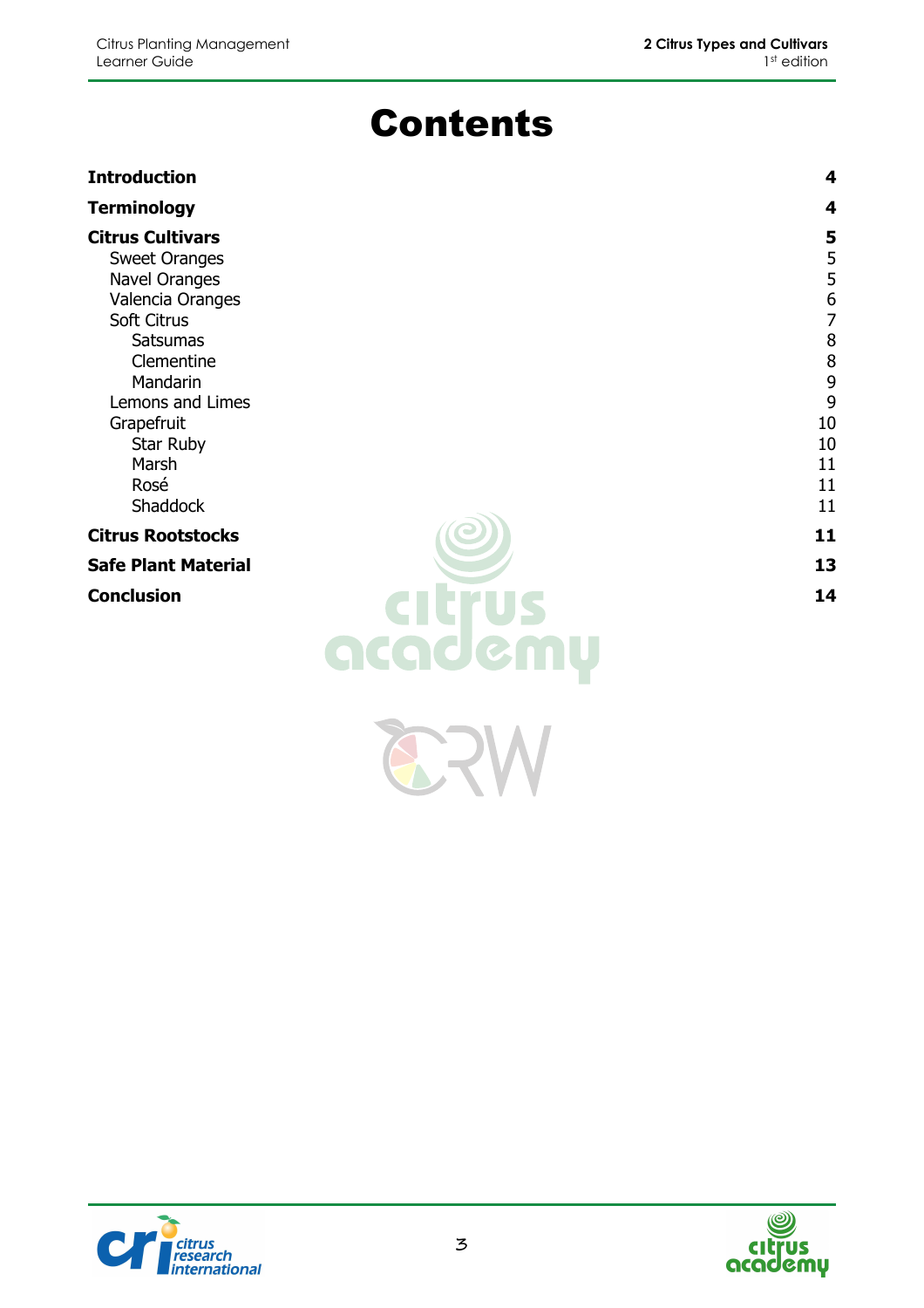# Contents

| | |
|---|---|
| **Introduction** | **4** |
| **Terminology** | **4** |
| **Citrus Cultivars** | **5** |
| Sweet Oranges | 5 |
| Navel Oranges | 5 |
| Valencia Oranges | 6 |
| Soft Citrus | 7 |
| Satsumas | 8 |
| Clementine | 8 |
| Mandarin | 9 |
| Lemons and Limes | 9 |
| Grapefruit | 10 |
| Star Ruby | 10 |
| Marsh | 11 |
| Rosé | 11 |
| Shaddock | 11 |
| **Citrus Rootstocks** | **11** |
| **Safe Plant Material** | **13** |
| **Conclusion** | **14** |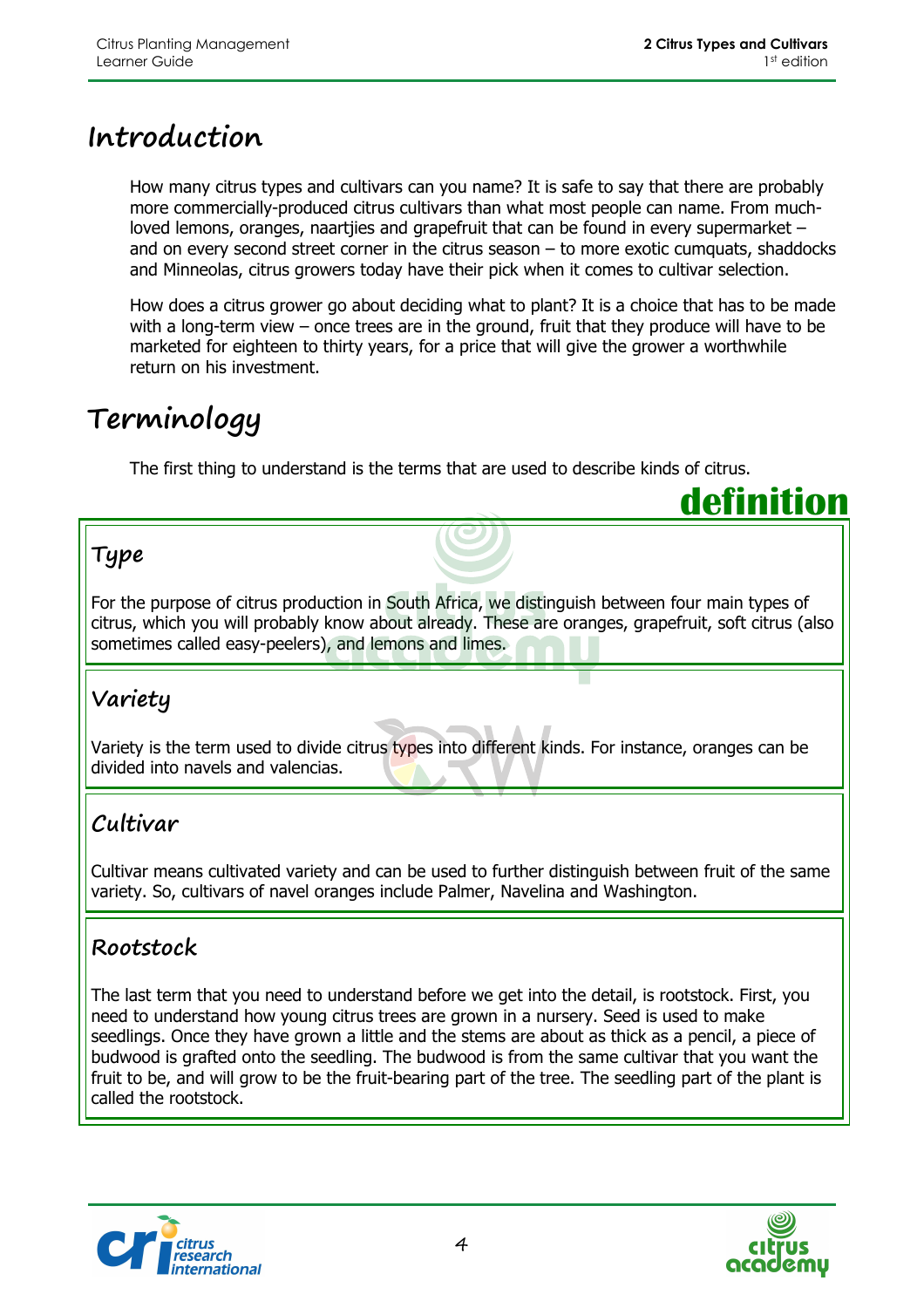# Introduction

How many citrus types and cultivars can you name? It is safe to say that there are probably more commercially-produced citrus cultivars than what most people can name. From much-loved lemons, oranges, naartjies and grapefruit that can be found in every supermarket – and on every second street corner in the citrus season – to more exotic cumquats, shaddocks and Minneolas, citrus growers today have their pick when it comes to cultivar selection.

How does a citrus grower go about deciding what to plant? It is a choice that has to be made with a long-term view – once trees are in the ground, fruit that they produce will have to be marketed for eighteen to thirty years, for a price that will give the grower a worthwhile return on his investment.

# Terminology

The first thing to understand is the terms that are used to describe kinds of citrus.

**definition**

### Type

For the purpose of citrus production in South Africa, we distinguish between four main types of citrus, which you will probably know about already. These are oranges, grapefruit, soft citrus (also sometimes called easy-peelers), and lemons and limes.

### Variety

Variety is the term used to divide citrus types into different kinds. For instance, oranges can be divided into navels and valencias.

### Cultivar

Cultivar means cultivated variety and can be used to further distinguish between fruit of the same variety. So, cultivars of navel oranges include Palmer, Navelina and Washington.

### Rootstock

The last term that you need to understand before we get into the detail, is rootstock. First, you need to understand how young citrus trees are grown in a nursery. Seed is used to make seedlings. Once they have grown a little and the stems are about as thick as a pencil, a piece of budwood is grafted onto the seedling. The budwood is from the same cultivar that you want the fruit to be, and will grow to be the fruit-bearing part of the tree. The seedling part of the plant is called the rootstock.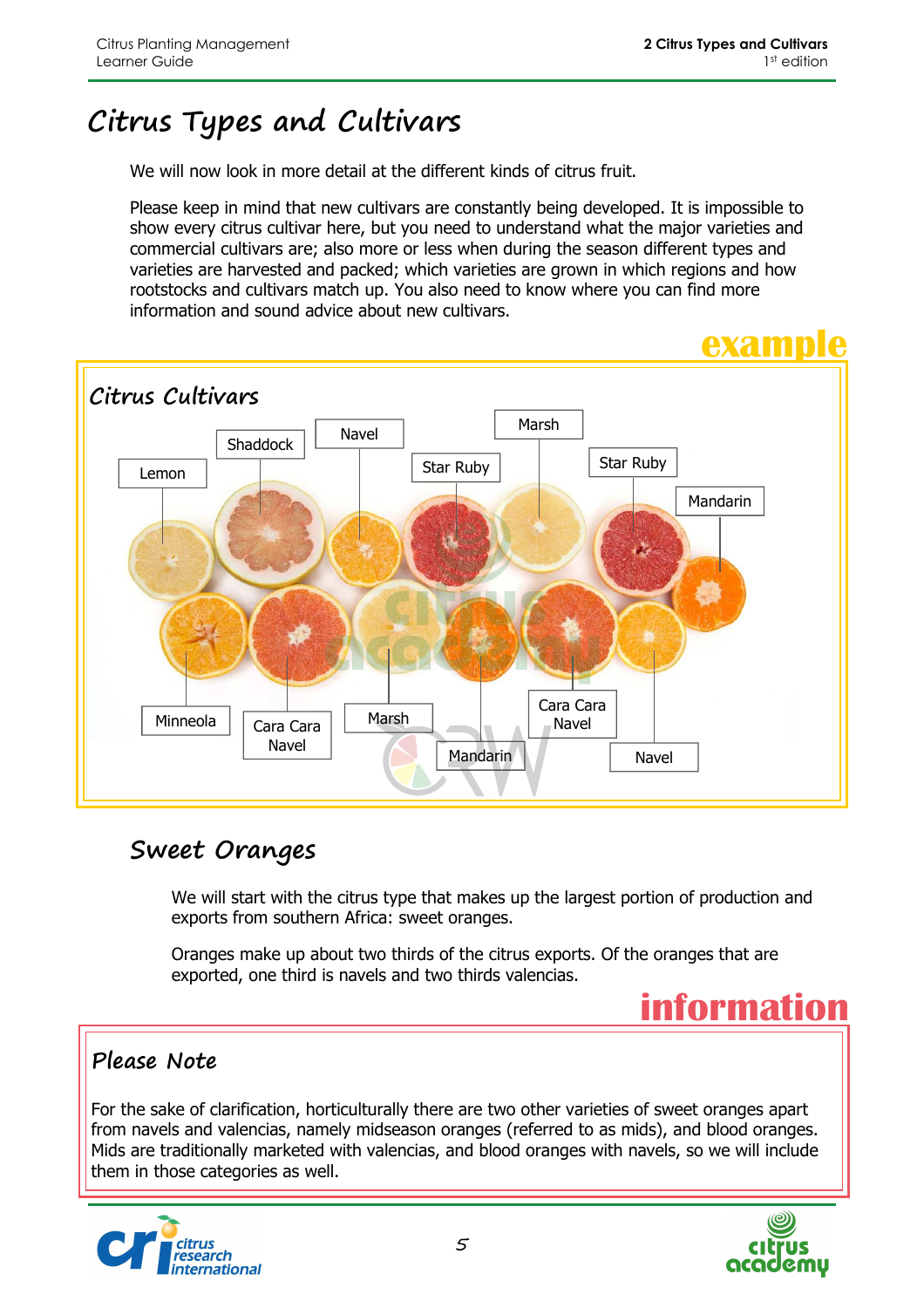# Citrus Types and Cultivars

We will now look in more detail at the different kinds of citrus fruit.

Please keep in mind that new cultivars are constantly being developed. It is impossible to show every citrus cultivar here, but you need to understand what the major varieties and commercial cultivars are; also more or less when during the season different types and varieties are harvested and packed; which varieties are grown in which regions and how rootstocks and cultivars match up. You also need to know where you can find more information and sound advice about new cultivars.

**example**

### Citrus Cultivars

Lemon, Shaddock, Navel, Star Ruby, Marsh, Star Ruby, Mandarin, Minneola, Cara Cara Navel, Marsh, Mandarin, Cara Cara Navel, Navel

## Sweet Oranges

We will start with the citrus type that makes up the largest portion of production and exports from southern Africa: sweet oranges.

Oranges make up about two thirds of the citrus exports. Of the oranges that are exported, one third is navels and two thirds valencias.

**information**

### Please Note

For the sake of clarification, horticulturally there are two other varieties of sweet oranges apart from navels and valencias, namely midseason oranges (referred to as mids), and blood oranges. Mids are traditionally marketed with valencias, and blood oranges with navels, so we will include them in those categories as well.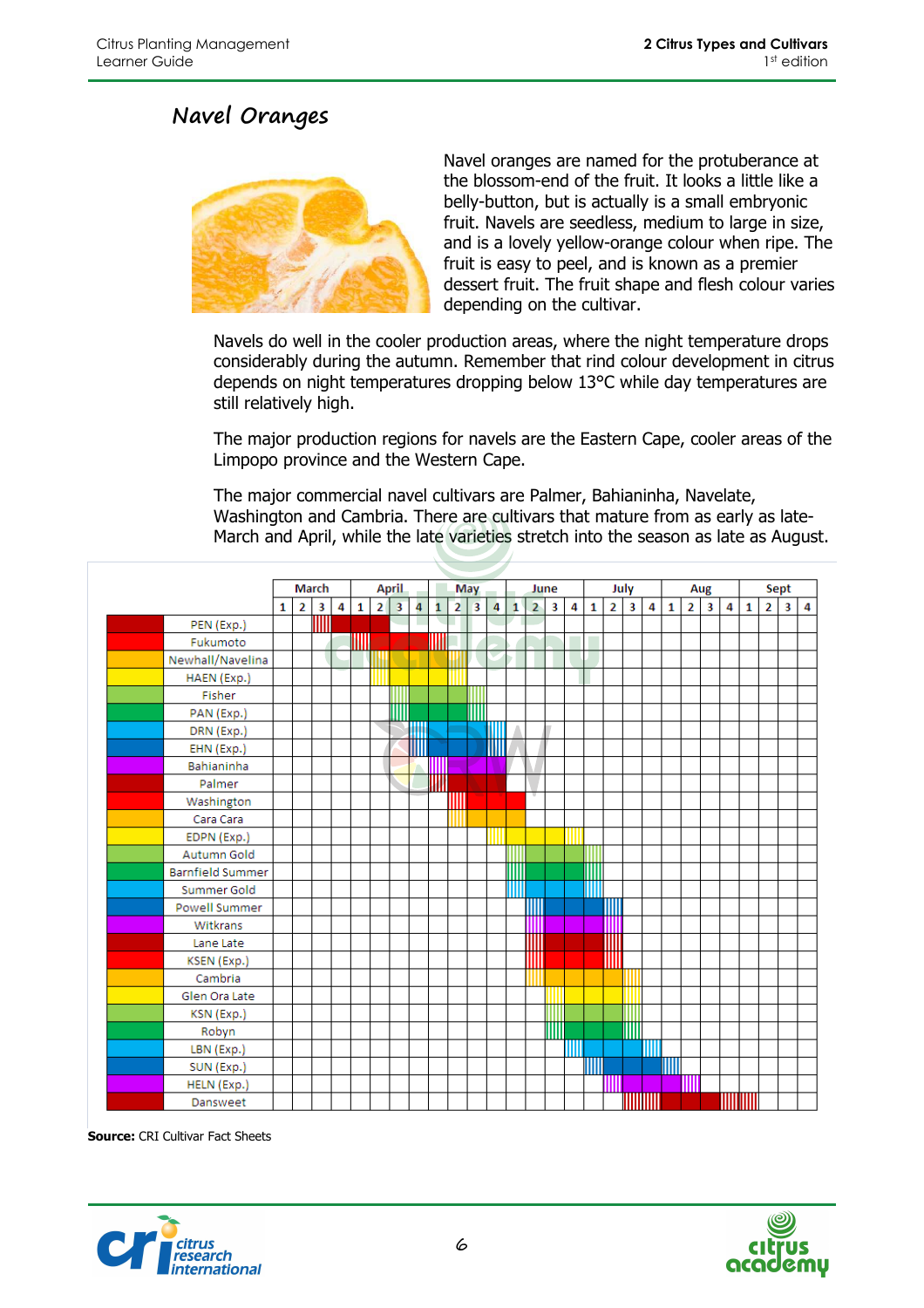# Navel Oranges

Navel oranges are named for the protuberance at the blossom-end of the fruit. It looks a little like a belly-button, but is actually is a small embryonic fruit. Navels are seedless, medium to large in size, and is a lovely yellow-orange colour when ripe. The fruit is easy to peel, and is known as a premier dessert fruit. The fruit shape and flesh colour varies depending on the cultivar.

Navels do well in the cooler production areas, where the night temperature drops considerably during the autumn. Remember that rind colour development in citrus depends on night temperatures dropping below 13°C while day temperatures are still relatively high.

The major production regions for navels are the Eastern Cape, cooler areas of the Limpopo province and the Western Cape.

The major commercial navel cultivars are Palmer, Bahianinha, Navelate, Washington and Cambria. There are cultivars that mature from as early as late-March and April, while the late varieties stretch into the season as late as August.

| Cultivar | March | | | | April | | | | May | | | | June | | | | July | | | | Aug | | | | Sept | | | |
|---|---|---|---|---|---|---|---|---|---|---|---|---|---|---|---|---|---|---|---|---|---|---|---|---|---|---|---|---|
| | 1 | 2 | 3 | 4 | 1 | 2 | 3 | 4 | 1 | 2 | 3 | 4 | 1 | 2 | 3 | 4 | 1 | 2 | 3 | 4 | 1 | 2 | 3 | 4 | 1 | 2 | 3 | 4 |
| PEN (Exp.) | | | ▥ | ■ | ■ | ■ | | | | | | | | | | | | | | | | | | | | | | |
| Fukumoto | | | | | ▥ | ■ | ■ | ■ | ▥ | | | | | | | | | | | | | | | | | | | |
| Newhall/Navelina | | | | | ▥ | ■ | ■ | ■ | ▥ | | | | | | | | | | | | | | | | | | | |
| HAEN (Exp.) | | | | | | ▥ | ■ | ■ | ■ | ▥ | | | | | | | | | | | | | | | | | | |
| Fisher | | | | | | | ▥ | ■ | ■ | ■ | ▥ | | | | | | | | | | | | | | | | | |
| PAN (Exp.) | | | | | | | ▥ | ■ | ■ | ■ | ▥ | | | | | | | | | | | | | | | | | |
| DRN (Exp.) | | | | | | | | ▥ | ■ | ■ | ■ | ▥ | | | | | | | | | | | | | | | | |
| EHN (Exp.) | | | | | | | | ▥ | ■ | ■ | ■ | ▥ | | | | | | | | | | | | | | | | |
| Bahianinha | | | | | | | | | ▥ | ■ | ■ | ■ | | | | | | | | | | | | | | | | |
| Palmer | | | | | | | | | ▥ | ■ | ■ | ■ | | | | | | | | | | | | | | | | |
| Washington | | | | | | | | | | ▥ | ■ | ■ | ■ | | | | | | | | | | | | | | | |
| Cara Cara | | | | | | | | | | ▥ | ■ | ■ | ■ | | | | | | | | | | | | | | | |
| EDPN (Exp.) | | | | | | | | | | | | ▥ | ■ | ■ | ■ | ▥ | | | | | | | | | | | | |
| Autumn Gold | | | | | | | | | | | | | ▥ | ■ | ■ | ■ | ▥ | | | | | | | | | | | |
| Barnfield Summer | | | | | | | | | | | | | ▥ | ■ | ■ | ■ | ▥ | | | | | | | | | | | |
| Summer Gold | | | | | | | | | | | | | ▥ | ■ | ■ | ■ | ▥ | | | | | | | | | | | |
| Powell Summer | | | | | | | | | | | | | | ▥ | ■ | ■ | ■ | ▥ | | | | | | | | | | |
| Witkrans | | | | | | | | | | | | | | ▥ | ■ | ■ | ■ | ▥ | | | | | | | | | | |
| Lane Late | | | | | | | | | | | | | | ▥ | ■ | ■ | ■ | ▥ | | | | | | | | | | |
| KSEN (Exp.) | | | | | | | | | | | | | | ▥ | ■ | ■ | ■ | ▥ | | | | | | | | | | |
| Cambria | | | | | | | | | | | | | | ▥ | ■ | ■ | ■ | ■ | ▥ | | | | | | | | | |
| Glen Ora Late | | | | | | | | | | | | | | | ▥ | ■ | ■ | ■ | ▥ | | | | | | | | | |
| KSN (Exp.) | | | | | | | | | | | | | | | ▥ | ■ | ■ | ■ | ▥ | | | | | | | | | |
| Robyn | | | | | | | | | | | | | | | ▥ | ■ | ■ | ■ | ▥ | | | | | | | | | |
| LBN (Exp.) | | | | | | | | | | | | | | | | ▥ | ■ | ■ | ■ | ▥ | | | | | | | | |
| SUN (Exp.) | | | | | | | | | | | | | | | | | ▥ | ■ | ■ | ■ | ▥ | | | | | | | |
| HELN (Exp.) | | | | | | | | | | | | | | | | | | ▥ | ■ | ■ | ■ | ▥ | | | | | | |
| Dansweet | | | | | | | | | | | | | | | | | | | ▥ | ▥ | ■ | ■ | ■ | ▥ | ▥ | | | |

**Source:** CRI Cultivar Fact Sheets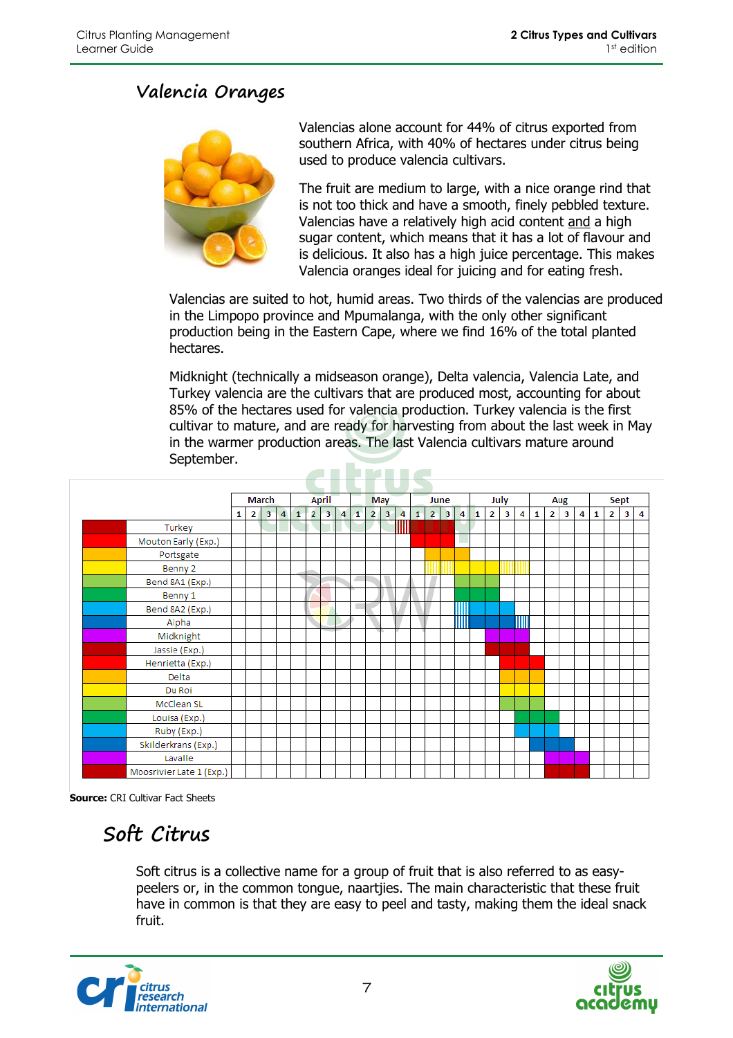## Valencia Oranges

Valencias alone account for 44% of citrus exported from southern Africa, with 40% of hectares under citrus being used to produce valencia cultivars.

The fruit are medium to large, with a nice orange rind that is not too thick and have a smooth, finely pebbled texture. Valencias have a relatively high acid content and a high sugar content, which means that it has a lot of flavour and is delicious. It also has a high juice percentage. This makes Valencia oranges ideal for juicing and for eating fresh.

Valencias are suited to hot, humid areas. Two thirds of the valencias are produced in the Limpopo province and Mpumalanga, with the only other significant production being in the Eastern Cape, where we find 16% of the total planted hectares.

Midknight (technically a midseason orange), Delta valencia, Valencia Late, and Turkey valencia are the cultivars that are produced most, accounting for about 85% of the hectares used for valencia production. Turkey valencia is the first cultivar to mature, and are ready for harvesting from about the last week in May in the warmer production areas. The last Valencia cultivars mature around September.

| Cultivar | March | | | | April | | | | May | | | | June | | | | July | | | | Aug | | | | Sept | | | |
|---|---|---|---|---|---|---|---|---|---|---|---|---|---|---|---|---|---|---|---|---|---|---|---|---|---|---|---|---|
| | 1 | 2 | 3 | 4 | 1 | 2 | 3 | 4 | 1 | 2 | 3 | 4 | 1 | 2 | 3 | 4 | 1 | 2 | 3 | 4 | 1 | 2 | 3 | 4 | 1 | 2 | 3 | 4 |
| Turkey | | | | | | | | | | | | ▒ | ■ | ■ | ■ | | | | | | | | | | | | | |
| Mouton Early (Exp.) | | | | | | | | | | | | | ■ | ■ | ■ | | | | | | | | | | | | | |
| Portsgate | | | | | | | | | | | | | | ■ | ■ | ■ | | | | | | | | | | | | |
| Benny 2 | | | | | | | | | | | | | | ▒ | ▒ | ■ | ■ | ■ | ▒ | ▒ | | | | | | | | |
| Bend 8A1 (Exp.) | | | | | | | | | | | | | | | | ■ | ■ | ■ | | | | | | | | | | |
| Benny 1 | | | | | | | | | | | | | | | | ■ | ■ | ■ | | | | | | | | | | |
| Bend 8A2 (Exp.) | | | | | | | | | | | | | | | | ▒ | ■ | ■ | ■ | | | | | | | | | |
| Alpha | | | | | | | | | | | | | | | | ▒ | ■ | ■ | ■ | ▒ | | | | | | | | |
| Midknight | | | | | | | | | | | | | | | | | | ■ | ■ | ■ | | | | | | | | |
| Jassie (Exp.) | | | | | | | | | | | | | | | | | | ■ | ■ | ■ | | | | | | | | |
| Henrietta (Exp.) | | | | | | | | | | | | | | | | | | | ■ | ■ | ■ | | | | | | | |
| Delta | | | | | | | | | | | | | | | | | | | ■ | ■ | ■ | | | | | | | |
| Du Roi | | | | | | | | | | | | | | | | | | | ■ | ■ | ■ | | | | | | | |
| McClean SL | | | | | | | | | | | | | | | | | | | ■ | ■ | ■ | | | | | | | |
| Louisa (Exp.) | | | | | | | | | | | | | | | | | | | | ■ | ■ | ■ | | | | | | |
| Ruby (Exp.) | | | | | | | | | | | | | | | | | | | | ■ | ■ | ■ | | | | | | |
| Skilderkrans (Exp.) | | | | | | | | | | | | | | | | | | | | | ■ | ■ | ■ | | | | | |
| Lavalle | | | | | | | | | | | | | | | | | | | | | | ■ | ■ | ■ | | | | |
| Moosrivier Late 1 (Exp.) | | | | | | | | | | | | | | | | | | | | | | ■ | ■ | ■ | | | | |

**Source:** CRI Cultivar Fact Sheets

## Soft Citrus

Soft citrus is a collective name for a group of fruit that is also referred to as easy-peelers or, in the common tongue, naartjies. The main characteristic that these fruit have in common is that they are easy to peel and tasty, making them the ideal snack fruit.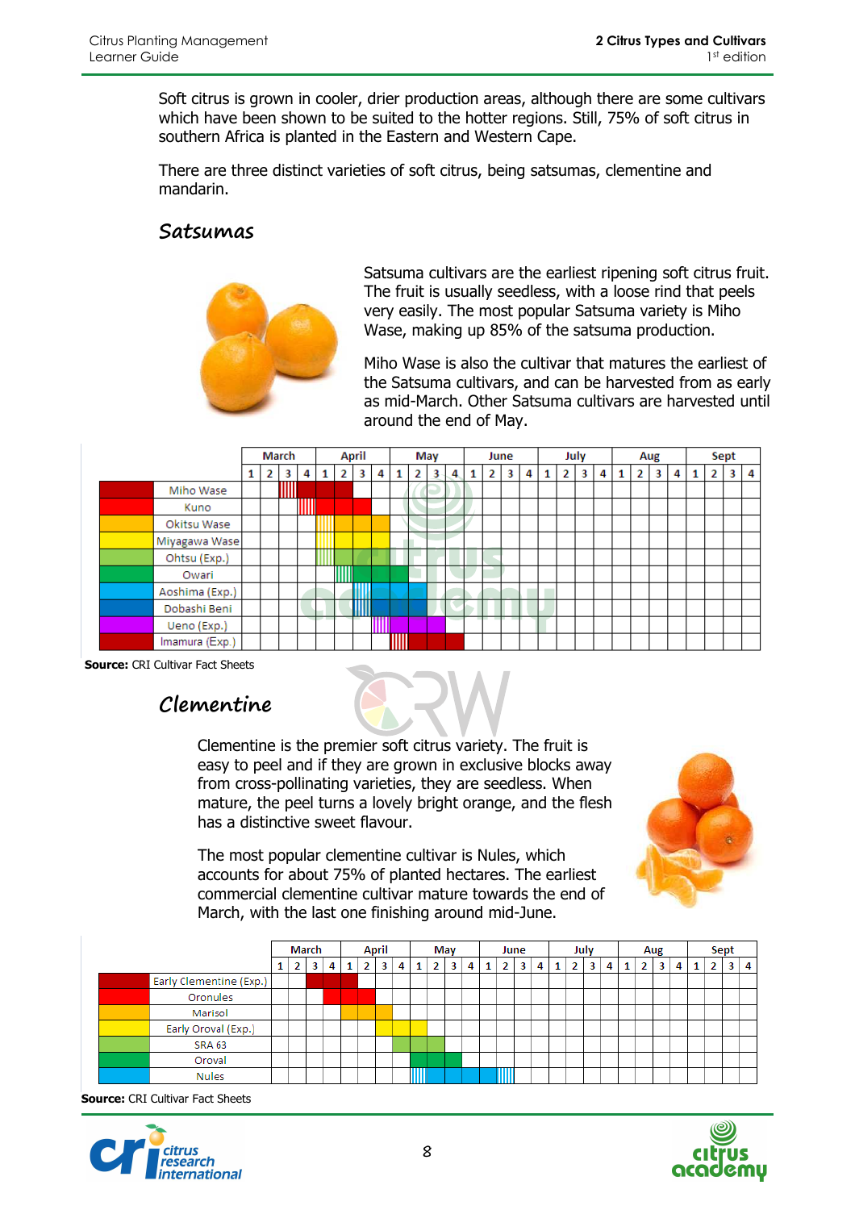Soft citrus is grown in cooler, drier production areas, although there are some cultivars which have been shown to be suited to the hotter regions. Still, 75% of soft citrus in southern Africa is planted in the Eastern and Western Cape.

There are three distinct varieties of soft citrus, being satsumas, clementine and mandarin.

## Satsumas

Satsuma cultivars are the earliest ripening soft citrus fruit. The fruit is usually seedless, with a loose rind that peels very easily. The most popular Satsuma variety is Miho Wase, making up 85% of the satsuma production.

Miho Wase is also the cultivar that matures the earliest of the Satsuma cultivars, and can be harvested from as early as mid-March. Other Satsuma cultivars are harvested until around the end of May.

| Cultivar | March 1 | 2 | 3 | 4 | April 1 | 2 | 3 | 4 | May 1 | 2 | 3 | 4 | June 1 | 2 | 3 | 4 | July 1 | 2 | 3 | 4 | Aug 1 | 2 | 3 | 4 | Sept 1 | 2 | 3 | 4 |
|---|---|---|---|---|---|---|---|---|---|---|---|---|---|---|---|---|---|---|---|---|---|---|---|---|---|---|---|---|
| Miho Wase | | | ▥ | ■ | ■ | ■ | | | | | | | | | | | | | | | | | | | | | | |
| Kuno | | | | ▥ | ■ | ■ | ■ | | | | | | | | | | | | | | | | | | | | | |
| Okitsu Wase | | | | | ▥ | ■ | ■ | ■ | | | | | | | | | | | | | | | | | | | | |
| Miyagawa Wase | | | | | ▥ | ■ | ■ | ■ | | | | | | | | | | | | | | | | | | | | |
| Ohtsu (Exp.) | | | | | ▥ | ■ | ■ | ■ | | | | | | | | | | | | | | | | | | | | |
| Owari | | | | | | ▥ | ■ | ■ | ■ | | | | | | | | | | | | | | | | | | | |
| Aoshima (Exp.) | | | | | | | ▥ | ■ | ■ | | | | | | | | | | | | | | | | | | | |
| Dobashi Beni | | | | | | | ▥ | ■ | ■ | | | | | | | | | | | | | | | | | | | |
| Ueno (Exp.) | | | | | | | | ▥ | ■ | ■ | ■ | | | | | | | | | | | | | | | | | |
| Imamura (Exp.) | | | | | | | | | ▥ | ■ | ■ | ■ | | | | | | | | | | | | | | | | |

**Source:** CRI Cultivar Fact Sheets

## Clementine

Clementine is the premier soft citrus variety. The fruit is easy to peel and if they are grown in exclusive blocks away from cross-pollinating varieties, they are seedless. When mature, the peel turns a lovely bright orange, and the flesh has a distinctive sweet flavour.

The most popular clementine cultivar is Nules, which accounts for about 75% of planted hectares. The earliest commercial clementine cultivar mature towards the end of March, with the last one finishing around mid-June.

| Cultivar | March 1 | 2 | 3 | 4 | April 1 | 2 | 3 | 4 | May 1 | 2 | 3 | 4 | June 1 | 2 | 3 | 4 | July 1 | 2 | 3 | 4 | Aug 1 | 2 | 3 | 4 | Sept 1 | 2 | 3 | 4 |
|---|---|---|---|---|---|---|---|---|---|---|---|---|---|---|---|---|---|---|---|---|---|---|---|---|---|---|---|---|
| Early Clementine (Exp.) | | | ■ | ■ | ■ | | | | | | | | | | | | | | | | | | | | | | | |
| Oronules | | | | ■ | ■ | ■ | | | | | | | | | | | | | | | | | | | | | | |
| Marisol | | | | | ■ | ■ | ■ | | | | | | | | | | | | | | | | | | | | | |
| Early Oroval (Exp.) | | | | | | | ■ | ■ | ■ | | | | | | | | | | | | | | | | | | | |
| SRA 63 | | | | | | | | ■ | ■ | | | | | | | | | | | | | | | | | | | |
| Oroval | | | | | | | | | ■ | ■ | ■ | | | | | | | | | | | | | | | | | |
| Nules | | | | | | | | | ▥ | ■ | ■ | ■ | ■ | ▥ | | | | | | | | | | | | | | |

**Source:** CRI Cultivar Fact Sheets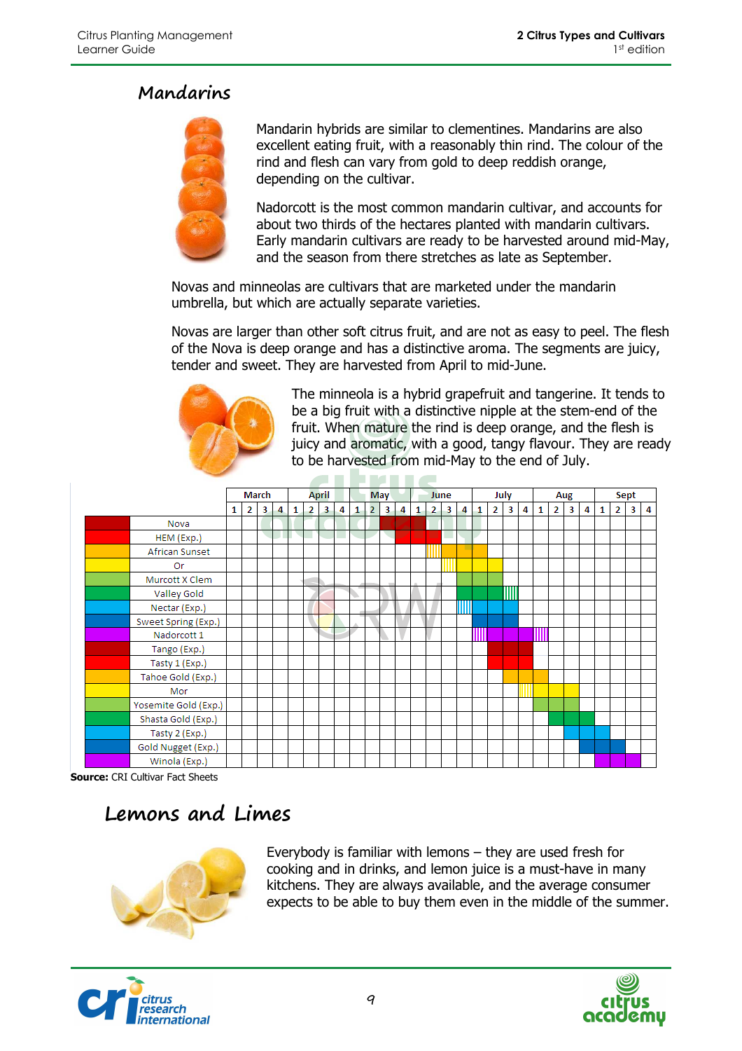## Mandarins

Mandarin hybrids are similar to clementines. Mandarins are also excellent eating fruit, with a reasonably thin rind. The colour of the rind and flesh can vary from gold to deep reddish orange, depending on the cultivar.

Nadorcott is the most common mandarin cultivar, and accounts for about two thirds of the hectares planted with mandarin cultivars. Early mandarin cultivars are ready to be harvested around mid-May, and the season from there stretches as late as September.

Novas and minneolas are cultivars that are marketed under the mandarin umbrella, but which are actually separate varieties.

Novas are larger than other soft citrus fruit, and are not as easy to peel. The flesh of the Nova is deep orange and has a distinctive aroma. The segments are juicy, tender and sweet. They are harvested from April to mid-June.

The minneola is a hybrid grapefruit and tangerine. It tends to be a big fruit with a distinctive nipple at the stem-end of the fruit. When mature the rind is deep orange, and the flesh is juicy and aromatic, with a good, tangy flavour. They are ready to be harvested from mid-May to the end of July.

| Cultivar | March | | | | April | | | | May | | | | June | | | | July | | | | Aug | | | | Sept | | | |
|---|---|---|---|---|---|---|---|---|---|---|---|---|---|---|---|---|---|---|---|---|---|---|---|---|---|---|---|---|
| | 1 | 2 | 3 | 4 | 1 | 2 | 3 | 4 | 1 | 2 | 3 | 4 | 1 | 2 | 3 | 4 | 1 | 2 | 3 | 4 | 1 | 2 | 3 | 4 | 1 | 2 | 3 | 4 |
| Nova | | | | | | | | | | | | | | | | | | | | | | | | | | | | |
| HEM (Exp.) | | | | | | | | | | | | | | | | | | | | | | | | | | | | |
| African Sunset | | | | | | | | | | | | | | | | | | | | | | | | | | | | |
| Or | | | | | | | | | | | | | | | | | | | | | | | | | | | | |
| Murcott X Clem | | | | | | | | | | | | | | | | | | | | | | | | | | | | |
| Valley Gold | | | | | | | | | | | | | | | | | | | | | | | | | | | | |
| Nectar (Exp.) | | | | | | | | | | | | | | | | | | | | | | | | | | | | |
| Sweet Spring (Exp.) | | | | | | | | | | | | | | | | | | | | | | | | | | | | |
| Nadorcott 1 | | | | | | | | | | | | | | | | | | | | | | | | | | | | |
| Tango (Exp.) | | | | | | | | | | | | | | | | | | | | | | | | | | | | |
| Tasty 1 (Exp.) | | | | | | | | | | | | | | | | | | | | | | | | | | | | |
| Tahoe Gold (Exp.) | | | | | | | | | | | | | | | | | | | | | | | | | | | | |
| Mor | | | | | | | | | | | | | | | | | | | | | | | | | | | | |
| Yosemite Gold (Exp.) | | | | | | | | | | | | | | | | | | | | | | | | | | | | |
| Shasta Gold (Exp.) | | | | | | | | | | | | | | | | | | | | | | | | | | | | |
| Tasty 2 (Exp.) | | | | | | | | | | | | | | | | | | | | | | | | | | | | |
| Gold Nugget (Exp.) | | | | | | | | | | | | | | | | | | | | | | | | | | | | |
| Winola (Exp.) | | | | | | | | | | | | | | | | | | | | | | | | | | | | |

**Source:** CRI Cultivar Fact Sheets

## Lemons and Limes

Everybody is familiar with lemons – they are used fresh for cooking and in drinks, and lemon juice is a must-have in many kitchens. They are always available, and the average consumer expects to be able to buy them even in the middle of the summer.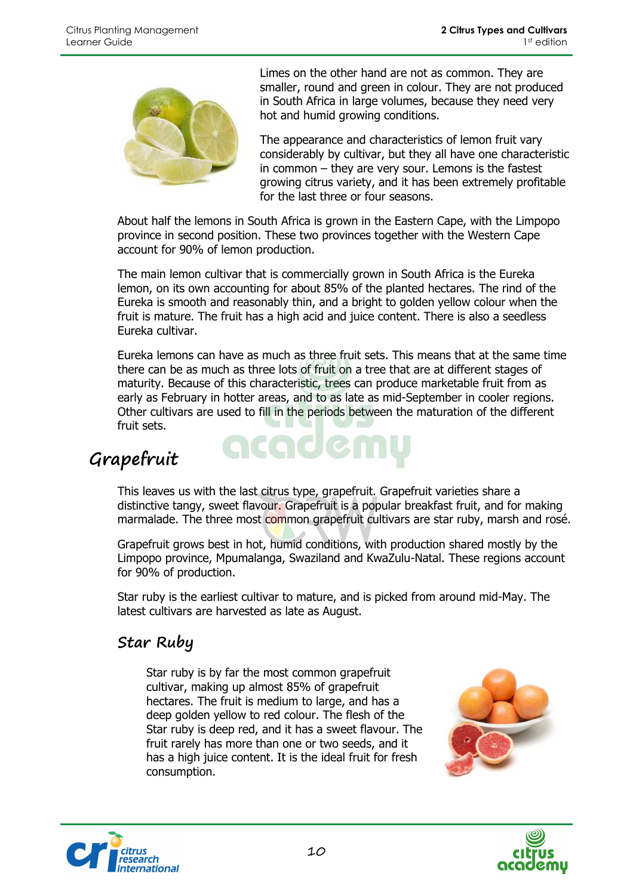Limes on the other hand are not as common. They are smaller, round and green in colour. They are not produced in South Africa in large volumes, because they need very hot and humid growing conditions.

The appearance and characteristics of lemon fruit vary considerably by cultivar, but they all have one characteristic in common – they are very sour. Lemons is the fastest growing citrus variety, and it has been extremely profitable for the last three or four seasons.

About half the lemons in South Africa is grown in the Eastern Cape, with the Limpopo province in second position. These two provinces together with the Western Cape account for 90% of lemon production.

The main lemon cultivar that is commercially grown in South Africa is the Eureka lemon, on its own accounting for about 85% of the planted hectares. The rind of the Eureka is smooth and reasonably thin, and a bright to golden yellow colour when the fruit is mature. The fruit has a high acid and juice content. There is also a seedless Eureka cultivar.

Eureka lemons can have as much as three fruit sets. This means that at the same time there can be as much as three lots of fruit on a tree that are at different stages of maturity. Because of this characteristic, trees can produce marketable fruit from as early as February in hotter areas, and to as late as mid-September in cooler regions. Other cultivars are used to fill in the periods between the maturation of the different fruit sets.

## Grapefruit

This leaves us with the last citrus type, grapefruit. Grapefruit varieties share a distinctive tangy, sweet flavour. Grapefruit is a popular breakfast fruit, and for making marmalade. The three most common grapefruit cultivars are star ruby, marsh and rosé.

Grapefruit grows best in hot, humid conditions, with production shared mostly by the Limpopo province, Mpumalanga, Swaziland and KwaZulu-Natal. These regions account for 90% of production.

Star ruby is the earliest cultivar to mature, and is picked from around mid-May. The latest cultivars are harvested as late as August.

### Star Ruby

Star ruby is by far the most common grapefruit cultivar, making up almost 85% of grapefruit hectares. The fruit is medium to large, and has a deep golden yellow to red colour. The flesh of the Star ruby is deep red, and it has a sweet flavour. The fruit rarely has more than one or two seeds, and it has a high juice content. It is the ideal fruit for fresh consumption.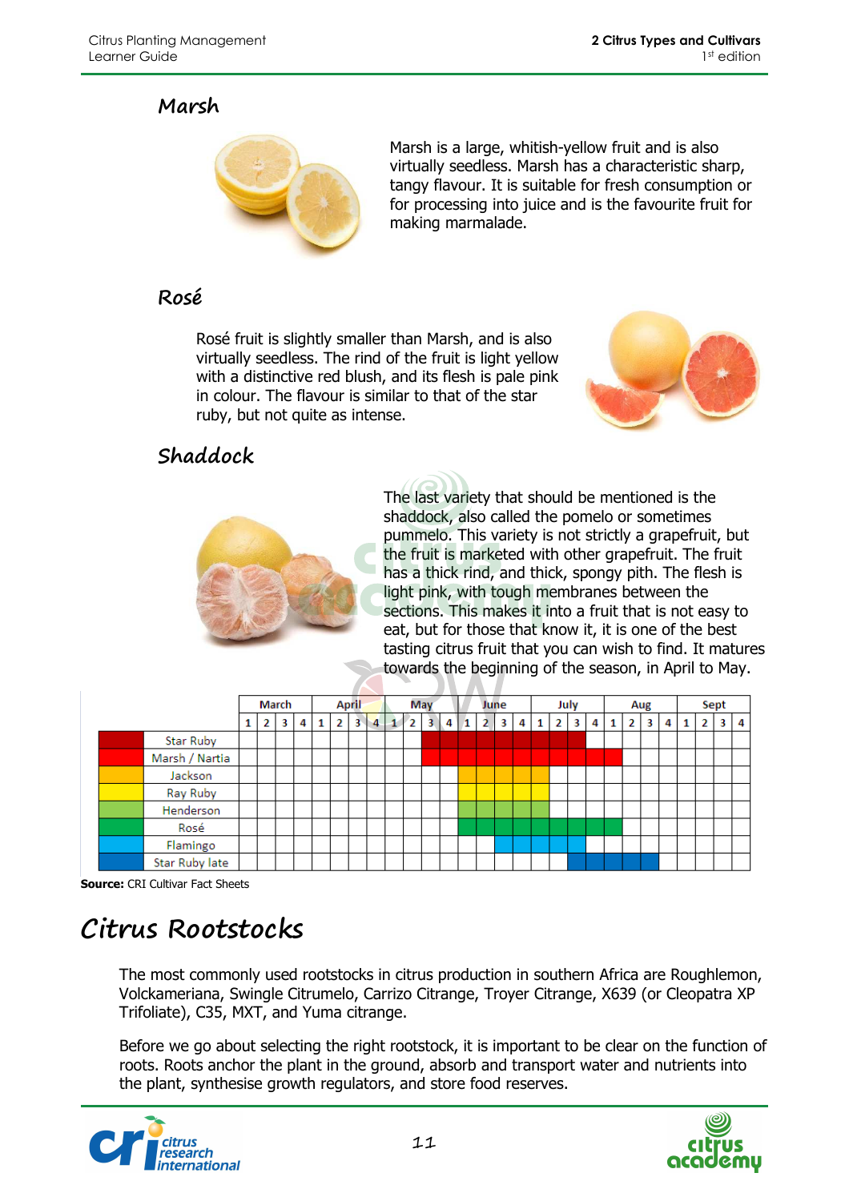## Marsh

Marsh is a large, whitish-yellow fruit and is also virtually seedless. Marsh has a characteristic sharp, tangy flavour. It is suitable for fresh consumption or for processing into juice and is the favourite fruit for making marmalade.

## Rosé

Rosé fruit is slightly smaller than Marsh, and is also virtually seedless. The rind of the fruit is light yellow with a distinctive red blush, and its flesh is pale pink in colour. The flavour is similar to that of the star ruby, but not quite as intense.

## Shaddock

The last variety that should be mentioned is the shaddock, also called the pomelo or sometimes pummelo. This variety is not strictly a grapefruit, but the fruit is marketed with other grapefruit. The fruit has a thick rind, and thick, spongy pith. The flesh is light pink, with tough membranes between the sections. This makes it into a fruit that is not easy to eat, but for those that know it, it is one of the best tasting citrus fruit that you can wish to find. It matures towards the beginning of the season, in April to May.

| | March | | | | April | | | | May | | | | June | | | | July | | | | Aug | | | | Sept | | | |
|---|---|---|---|---|---|---|---|---|---|---|---|---|---|---|---|---|---|---|---|---|---|---|---|---|---|---|---|---|
| | 1 | 2 | 3 | 4 | 1 | 2 | 3 | 4 | 1 | 2 | 3 | 4 | 1 | 2 | 3 | 4 | 1 | 2 | 3 | 4 | 1 | 2 | 3 | 4 | 1 | 2 | 3 | 4 |
| Star Ruby | | | | | | | | | | | X | X | X | X | X | X | X | X | X | | | | | | | | | |
| Marsh / Nartia | | | | | | | | | | | X | X | X | X | X | X | X | X | X | X | X | | | | | | | |
| Jackson | | | | | | | | | | | | | X | X | X | X | X | | | | | | | | | | | |
| Ray Ruby | | | | | | | | | | | | | X | X | X | X | X | | | | | | | | | | | |
| Henderson | | | | | | | | | | | | | X | X | X | X | X | | | | | | | | | | | |
| Rosé | | | | | | | | | | | | | X | X | X | X | X | X | X | X | X | | | | | | | |
| Flamingo | | | | | | | | | | | | | | | X | X | X | X | X | | | | | | | | | |
| Star Ruby late | | | | | | | | | | | | | | | | | | | X | X | X | X | X | | | | | |

**Source:** CRI Cultivar Fact Sheets

# Citrus Rootstocks

The most commonly used rootstocks in citrus production in southern Africa are Roughlemon, Volckameriana, Swingle Citrumelo, Carrizo Citrange, Troyer Citrange, X639 (or Cleopatra XP Trifoliate), C35, MXT, and Yuma citrange.

Before we go about selecting the right rootstock, it is important to be clear on the function of roots. Roots anchor the plant in the ground, absorb and transport water and nutrients into the plant, synthesise growth regulators, and store food reserves.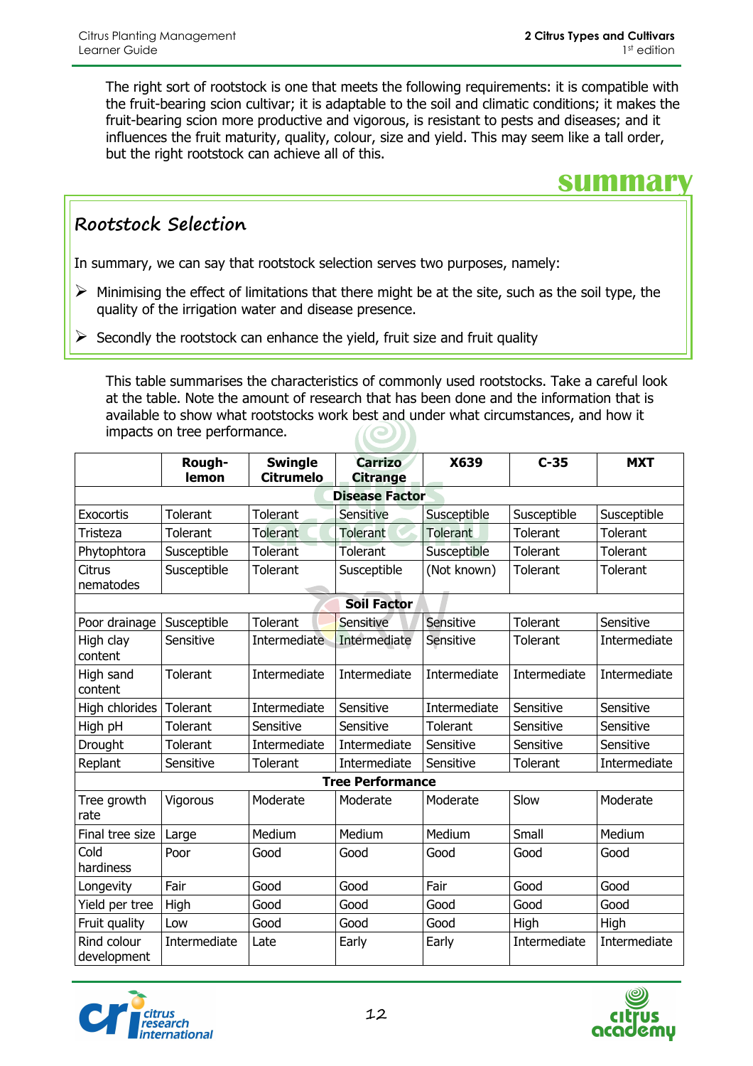The right sort of rootstock is one that meets the following requirements: it is compatible with the fruit-bearing scion cultivar; it is adaptable to the soil and climatic conditions; it makes the fruit-bearing scion more productive and vigorous, is resistant to pests and diseases; and it influences the fruit maturity, quality, colour, size and yield. This may seem like a tall order, but the right rootstock can achieve all of this.

**summary**

## Rootstock Selection

In summary, we can say that rootstock selection serves two purposes, namely:

- Minimising the effect of limitations that there might be at the site, such as the soil type, the quality of the irrigation water and disease presence.
- Secondly the rootstock can enhance the yield, fruit size and fruit quality

This table summarises the characteristics of commonly used rootstocks. Take a careful look at the table. Note the amount of research that has been done and the information that is available to show what rootstocks work best and under what circumstances, and how it impacts on tree performance.

| | Rough-lemon | Swingle Citrumelo | Carrizo Citrange | X639 | C-35 | MXT |
|---|---|---|---|---|---|---|
| **Disease Factor** | | | | | | |
| Exocortis | Tolerant | Tolerant | Sensitive | Susceptible | Susceptible | Susceptible |
| Tristeza | Tolerant | Tolerant | Tolerant | Tolerant | Tolerant | Tolerant |
| Phytophtora | Susceptible | Tolerant | Tolerant | Susceptible | Tolerant | Tolerant |
| Citrus nematodes | Susceptible | Tolerant | Susceptible | (Not known) | Tolerant | Tolerant |
| **Soil Factor** | | | | | | |
| Poor drainage | Susceptible | Tolerant | Sensitive | Sensitive | Tolerant | Sensitive |
| High clay content | Sensitive | Intermediate | Intermediate | Sensitive | Tolerant | Intermediate |
| High sand content | Tolerant | Intermediate | Intermediate | Intermediate | Intermediate | Intermediate |
| High chlorides | Tolerant | Intermediate | Sensitive | Intermediate | Sensitive | Sensitive |
| High pH | Tolerant | Sensitive | Sensitive | Tolerant | Sensitive | Sensitive |
| Drought | Tolerant | Intermediate | Intermediate | Sensitive | Sensitive | Sensitive |
| Replant | Sensitive | Tolerant | Intermediate | Sensitive | Tolerant | Intermediate |
| **Tree Performance** | | | | | | |
| Tree growth rate | Vigorous | Moderate | Moderate | Moderate | Slow | Moderate |
| Final tree size | Large | Medium | Medium | Medium | Small | Medium |
| Cold hardiness | Poor | Good | Good | Good | Good | Good |
| Longevity | Fair | Good | Good | Fair | Good | Good |
| Yield per tree | High | Good | Good | Good | Good | Good |
| Fruit quality | Low | Good | Good | Good | High | High |
| Rind colour development | Intermediate | Late | Early | Early | Intermediate | Intermediate |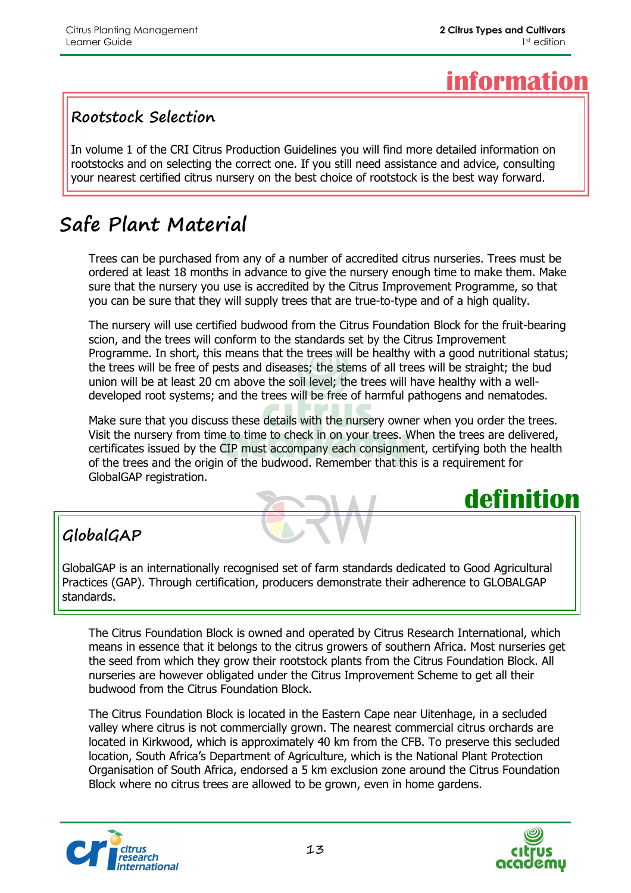**information**

### Rootstock Selection

In volume 1 of the CRI Citrus Production Guidelines you will find more detailed information on rootstocks and on selecting the correct one. If you still need assistance and advice, consulting your nearest certified citrus nursery on the best choice of rootstock is the best way forward.

## Safe Plant Material

Trees can be purchased from any of a number of accredited citrus nurseries. Trees must be ordered at least 18 months in advance to give the nursery enough time to make them. Make sure that the nursery you use is accredited by the Citrus Improvement Programme, so that you can be sure that they will supply trees that are true-to-type and of a high quality.

The nursery will use certified budwood from the Citrus Foundation Block for the fruit-bearing scion, and the trees will conform to the standards set by the Citrus Improvement Programme. In short, this means that the trees will be healthy with a good nutritional status; the trees will be free of pests and diseases; the stems of all trees will be straight; the bud union will be at least 20 cm above the soil level; the trees will have healthy with a well-developed root systems; and the trees will be free of harmful pathogens and nematodes.

Make sure that you discuss these details with the nursery owner when you order the trees. Visit the nursery from time to time to check in on your trees. When the trees are delivered, certificates issued by the CIP must accompany each consignment, certifying both the health of the trees and the origin of the budwood. Remember that this is a requirement for GlobalGAP registration.

**definition**

### GlobalGAP

GlobalGAP is an internationally recognised set of farm standards dedicated to Good Agricultural Practices (GAP). Through certification, producers demonstrate their adherence to GLOBALGAP standards.

The Citrus Foundation Block is owned and operated by Citrus Research International, which means in essence that it belongs to the citrus growers of southern Africa. Most nurseries get the seed from which they grow their rootstock plants from the Citrus Foundation Block. All nurseries are however obligated under the Citrus Improvement Scheme to get all their budwood from the Citrus Foundation Block.

The Citrus Foundation Block is located in the Eastern Cape near Uitenhage, in a secluded valley where citrus is not commercially grown. The nearest commercial citrus orchards are located in Kirkwood, which is approximately 40 km from the CFB. To preserve this secluded location, South Africa's Department of Agriculture, which is the National Plant Protection Organisation of South Africa, endorsed a 5 km exclusion zone around the Citrus Foundation Block where no citrus trees are allowed to be grown, even in home gardens.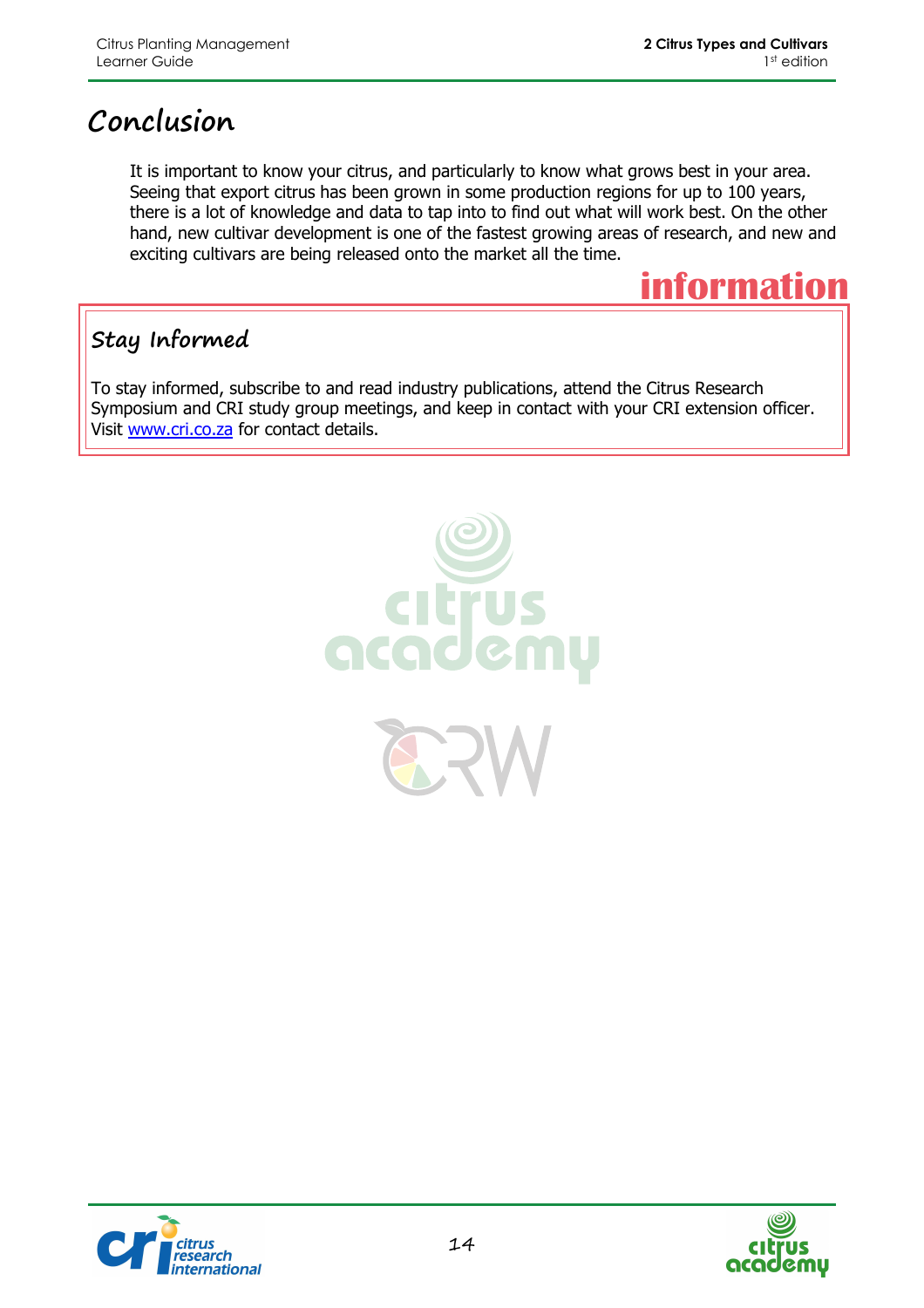# Conclusion

It is important to know your citrus, and particularly to know what grows best in your area. Seeing that export citrus has been grown in some production regions for up to 100 years, there is a lot of knowledge and data to tap into to find out what will work best. On the other hand, new cultivar development is one of the fastest growing areas of research, and new and exciting cultivars are being released onto the market all the time.

information

## Stay Informed

To stay informed, subscribe to and read industry publications, attend the Citrus Research Symposium and CRI study group meetings, and keep in contact with your CRI extension officer. Visit www.cri.co.za for contact details.